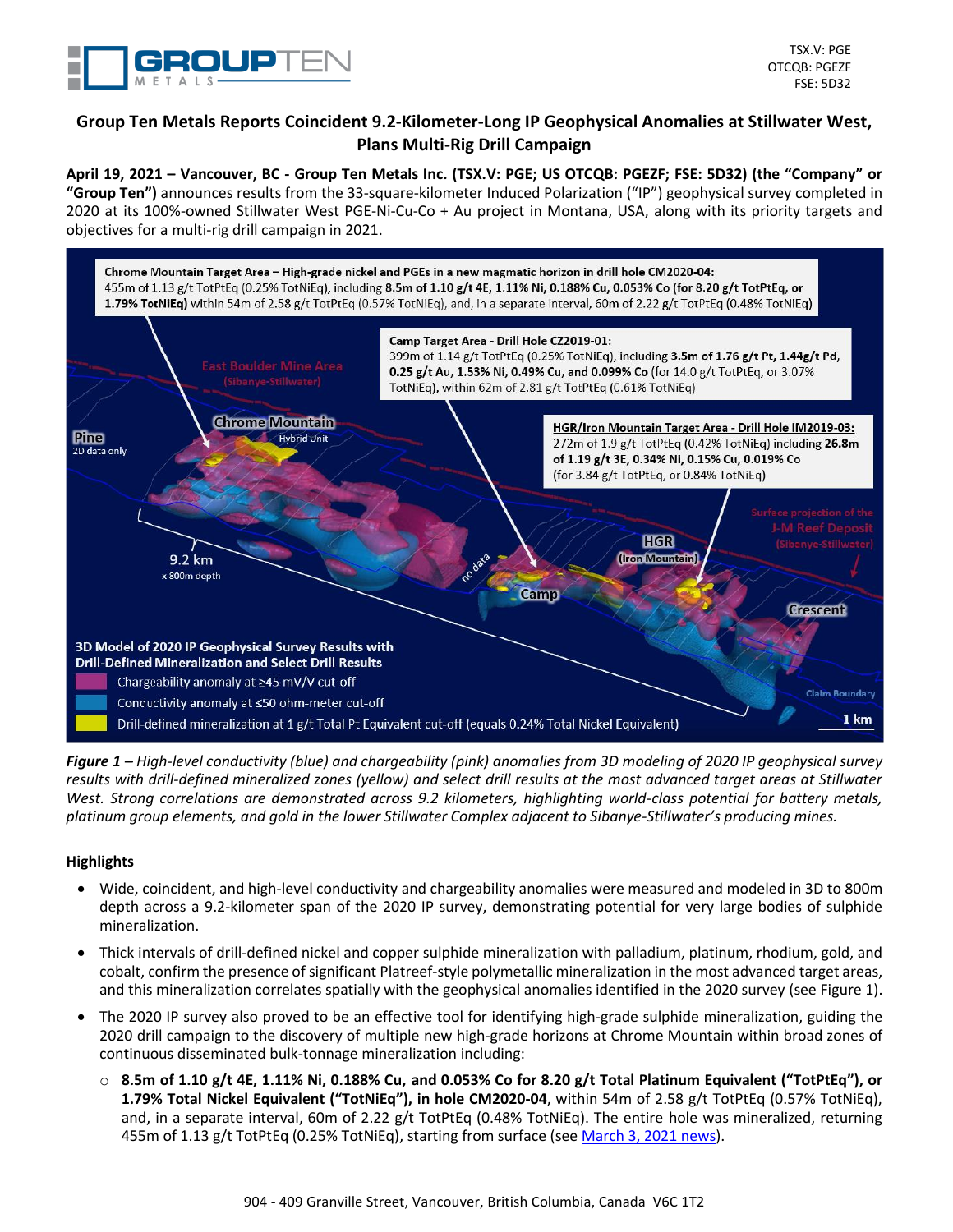TSX.V: PGE
OTCQB: PGEZF
FSE: 5D32

# Group Ten Metals Reports Coincident 9.2-Kilometer-Long IP Geophysical Anomalies at Stillwater West, Plans Multi-Rig Drill Campaign

**April 19, 2021 – Vancouver, BC - Group Ten Metals Inc. (TSX.V: PGE; US OTCQB: PGEZF; FSE: 5D32) (the "Company" or "Group Ten")** announces results from the 33-square-kilometer Induced Polarization ("IP") geophysical survey completed in 2020 at its 100%-owned Stillwater West PGE-Ni-Cu-Co + Au project in Montana, USA, along with its priority targets and objectives for a multi-rig drill campaign in 2021.

*__Figure 1 –__ High-level conductivity (blue) and chargeability (pink) anomalies from 3D modeling of 2020 IP geophysical survey results with drill-defined mineralized zones (yellow) and select drill results at the most advanced target areas at Stillwater West. Strong correlations are demonstrated across 9.2 kilometers, highlighting world-class potential for battery metals, platinum group elements, and gold in the lower Stillwater Complex adjacent to Sibanye-Stillwater's producing mines.*

## Highlights

- Wide, coincident, and high-level conductivity and chargeability anomalies were measured and modeled in 3D to 800m depth across a 9.2-kilometer span of the 2020 IP survey, demonstrating potential for very large bodies of sulphide mineralization.
- Thick intervals of drill-defined nickel and copper sulphide mineralization with palladium, platinum, rhodium, gold, and cobalt, confirm the presence of significant Platreef-style polymetallic mineralization in the most advanced target areas, and this mineralization correlates spatially with the geophysical anomalies identified in the 2020 survey (see Figure 1).
- The 2020 IP survey also proved to be an effective tool for identifying high-grade sulphide mineralization, guiding the 2020 drill campaign to the discovery of multiple new high-grade horizons at Chrome Mountain within broad zones of continuous disseminated bulk-tonnage mineralization including:
  - **8.5m of 1.10 g/t 4E, 1.11% Ni, 0.188% Cu, and 0.053% Co for 8.20 g/t Total Platinum Equivalent ("TotPtEq"), or 1.79% Total Nickel Equivalent ("TotNiEq"), in hole CM2020-04**, within 54m of 2.58 g/t TotPtEq (0.57% TotNiEq), and, in a separate interval, 60m of 2.22 g/t TotPtEq (0.48% TotNiEq). The entire hole was mineralized, returning 455m of 1.13 g/t TotPtEq (0.25% TotNiEq), starting from surface (see March 3, 2021 news).

904 - 409 Granville Street, Vancouver, British Columbia, Canada V6C 1T2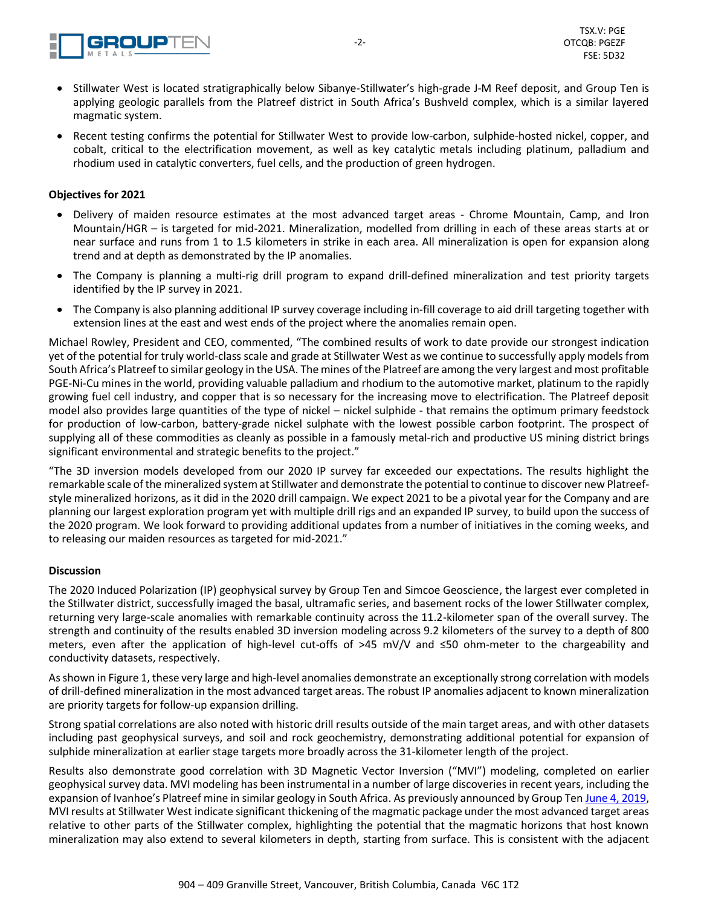- Stillwater West is located stratigraphically below Sibanye-Stillwater's high-grade J-M Reef deposit, and Group Ten is applying geologic parallels from the Platreef district in South Africa's Bushveld complex, which is a similar layered magmatic system.
- Recent testing confirms the potential for Stillwater West to provide low-carbon, sulphide-hosted nickel, copper, and cobalt, critical to the electrification movement, as well as key catalytic metals including platinum, palladium and rhodium used in catalytic converters, fuel cells, and the production of green hydrogen.

**Objectives for 2021**

- Delivery of maiden resource estimates at the most advanced target areas - Chrome Mountain, Camp, and Iron Mountain/HGR – is targeted for mid-2021. Mineralization, modelled from drilling in each of these areas starts at or near surface and runs from 1 to 1.5 kilometers in strike in each area. All mineralization is open for expansion along trend and at depth as demonstrated by the IP anomalies.
- The Company is planning a multi-rig drill program to expand drill-defined mineralization and test priority targets identified by the IP survey in 2021.
- The Company is also planning additional IP survey coverage including in-fill coverage to aid drill targeting together with extension lines at the east and west ends of the project where the anomalies remain open.

Michael Rowley, President and CEO, commented, "The combined results of work to date provide our strongest indication yet of the potential for truly world-class scale and grade at Stillwater West as we continue to successfully apply models from South Africa's Platreef to similar geology in the USA. The mines of the Platreef are among the very largest and most profitable PGE-Ni-Cu mines in the world, providing valuable palladium and rhodium to the automotive market, platinum to the rapidly growing fuel cell industry, and copper that is so necessary for the increasing move to electrification. The Platreef deposit model also provides large quantities of the type of nickel – nickel sulphide - that remains the optimum primary feedstock for production of low-carbon, battery-grade nickel sulphate with the lowest possible carbon footprint. The prospect of supplying all of these commodities as cleanly as possible in a famously metal-rich and productive US mining district brings significant environmental and strategic benefits to the project."

"The 3D inversion models developed from our 2020 IP survey far exceeded our expectations. The results highlight the remarkable scale of the mineralized system at Stillwater and demonstrate the potential to continue to discover new Platreef-style mineralized horizons, as it did in the 2020 drill campaign. We expect 2021 to be a pivotal year for the Company and are planning our largest exploration program yet with multiple drill rigs and an expanded IP survey, to build upon the success of the 2020 program. We look forward to providing additional updates from a number of initiatives in the coming weeks, and to releasing our maiden resources as targeted for mid-2021."

**Discussion**

The 2020 Induced Polarization (IP) geophysical survey by Group Ten and Simcoe Geoscience, the largest ever completed in the Stillwater district, successfully imaged the basal, ultramafic series, and basement rocks of the lower Stillwater complex, returning very large-scale anomalies with remarkable continuity across the 11.2-kilometer span of the overall survey. The strength and continuity of the results enabled 3D inversion modeling across 9.2 kilometers of the survey to a depth of 800 meters, even after the application of high-level cut-offs of >45 mV/V and ≤50 ohm-meter to the chargeability and conductivity datasets, respectively.

As shown in Figure 1, these very large and high-level anomalies demonstrate an exceptionally strong correlation with models of drill-defined mineralization in the most advanced target areas. The robust IP anomalies adjacent to known mineralization are priority targets for follow-up expansion drilling.

Strong spatial correlations are also noted with historic drill results outside of the main target areas, and with other datasets including past geophysical surveys, and soil and rock geochemistry, demonstrating additional potential for expansion of sulphide mineralization at earlier stage targets more broadly across the 31-kilometer length of the project.

Results also demonstrate good correlation with 3D Magnetic Vector Inversion ("MVI") modeling, completed on earlier geophysical survey data. MVI modeling has been instrumental in a number of large discoveries in recent years, including the expansion of Ivanhoe's Platreef mine in similar geology in South Africa. As previously announced by Group Ten June 4, 2019, MVI results at Stillwater West indicate significant thickening of the magmatic package under the most advanced target areas relative to other parts of the Stillwater complex, highlighting the potential that the magmatic horizons that host known mineralization may also extend to several kilometers in depth, starting from surface. This is consistent with the adjacent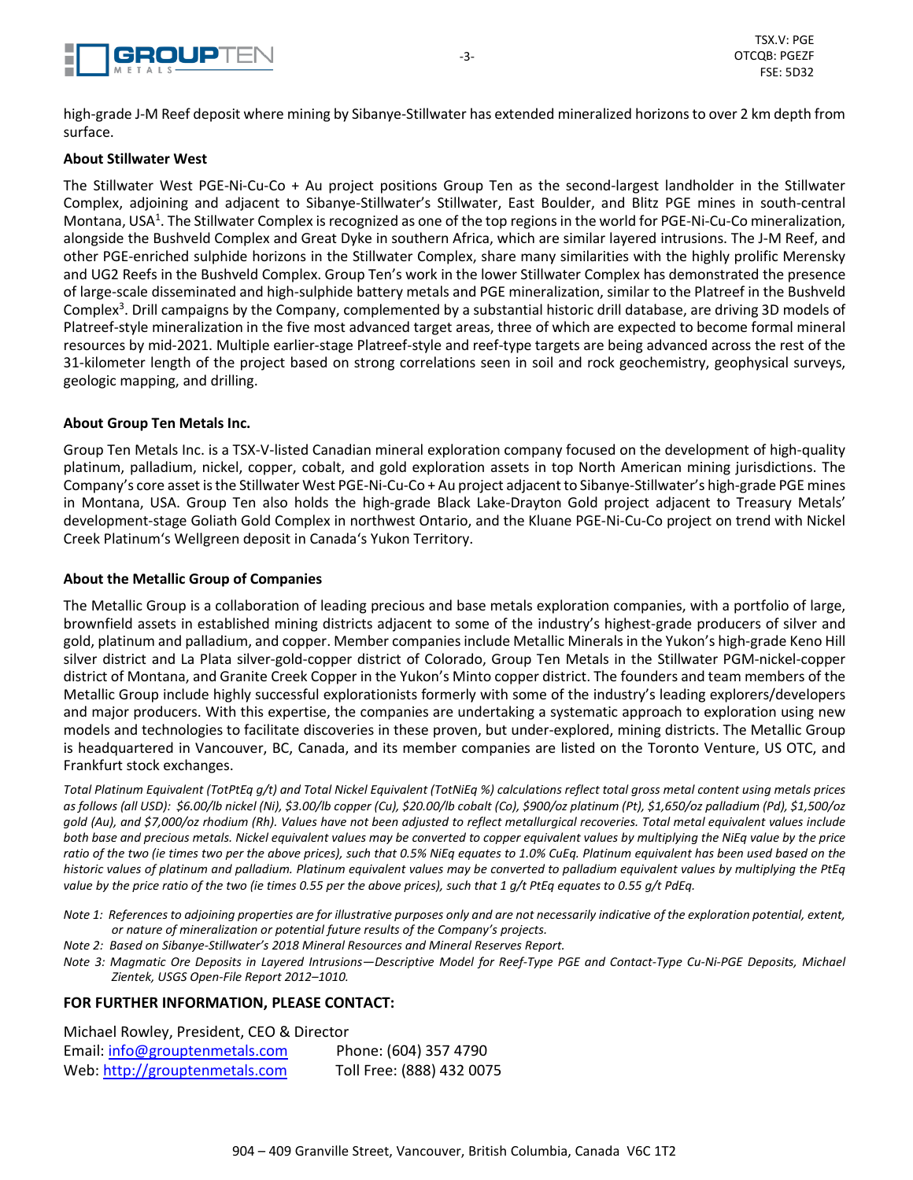high-grade J-M Reef deposit where mining by Sibanye-Stillwater has extended mineralized horizons to over 2 km depth from surface.

**About Stillwater West**

The Stillwater West PGE-Ni-Cu-Co + Au project positions Group Ten as the second-largest landholder in the Stillwater Complex, adjoining and adjacent to Sibanye-Stillwater's Stillwater, East Boulder, and Blitz PGE mines in south-central Montana, USA[1]. The Stillwater Complex is recognized as one of the top regions in the world for PGE-Ni-Cu-Co mineralization, alongside the Bushveld Complex and Great Dyke in southern Africa, which are similar layered intrusions. The J-M Reef, and other PGE-enriched sulphide horizons in the Stillwater Complex, share many similarities with the highly prolific Merensky and UG2 Reefs in the Bushveld Complex. Group Ten's work in the lower Stillwater Complex has demonstrated the presence of large-scale disseminated and high-sulphide battery metals and PGE mineralization, similar to the Platreef in the Bushveld Complex[3]. Drill campaigns by the Company, complemented by a substantial historic drill database, are driving 3D models of Platreef-style mineralization in the five most advanced target areas, three of which are expected to become formal mineral resources by mid-2021. Multiple earlier-stage Platreef-style and reef-type targets are being advanced across the rest of the 31-kilometer length of the project based on strong correlations seen in soil and rock geochemistry, geophysical surveys, geologic mapping, and drilling.

**About Group Ten Metals Inc.**

Group Ten Metals Inc. is a TSX-V-listed Canadian mineral exploration company focused on the development of high-quality platinum, palladium, nickel, copper, cobalt, and gold exploration assets in top North American mining jurisdictions. The Company's core asset is the Stillwater West PGE-Ni-Cu-Co + Au project adjacent to Sibanye-Stillwater's high-grade PGE mines in Montana, USA. Group Ten also holds the high-grade Black Lake-Drayton Gold project adjacent to Treasury Metals' development-stage Goliath Gold Complex in northwest Ontario, and the Kluane PGE-Ni-Cu-Co project on trend with Nickel Creek Platinum's Wellgreen deposit in Canada's Yukon Territory.

**About the Metallic Group of Companies**

The Metallic Group is a collaboration of leading precious and base metals exploration companies, with a portfolio of large, brownfield assets in established mining districts adjacent to some of the industry's highest-grade producers of silver and gold, platinum and palladium, and copper. Member companies include Metallic Minerals in the Yukon's high-grade Keno Hill silver district and La Plata silver-gold-copper district of Colorado, Group Ten Metals in the Stillwater PGM-nickel-copper district of Montana, and Granite Creek Copper in the Yukon's Minto copper district. The founders and team members of the Metallic Group include highly successful explorationists formerly with some of the industry's leading explorers/developers and major producers. With this expertise, the companies are undertaking a systematic approach to exploration using new models and technologies to facilitate discoveries in these proven, but under-explored, mining districts. The Metallic Group is headquartered in Vancouver, BC, Canada, and its member companies are listed on the Toronto Venture, US OTC, and Frankfurt stock exchanges.

*Total Platinum Equivalent (TotPtEq g/t) and Total Nickel Equivalent (TotNiEq %) calculations reflect total gross metal content using metals prices as follows (all USD): $6.00/lb nickel (Ni), $3.00/lb copper (Cu), $20.00/lb cobalt (Co), $900/oz platinum (Pt), $1,650/oz palladium (Pd), $1,500/oz gold (Au), and $7,000/oz rhodium (Rh). Values have not been adjusted to reflect metallurgical recoveries. Total metal equivalent values include both base and precious metals. Nickel equivalent values may be converted to copper equivalent values by multiplying the NiEq value by the price ratio of the two (ie times two per the above prices), such that 0.5% NiEq equates to 1.0% CuEq. Platinum equivalent has been used based on the historic values of platinum and palladium. Platinum equivalent values may be converted to palladium equivalent values by multiplying the PtEq value by the price ratio of the two (ie times 0.55 per the above prices), such that 1 g/t PtEq equates to 0.55 g/t PdEq.*

*Note 1: References to adjoining properties are for illustrative purposes only and are not necessarily indicative of the exploration potential, extent, or nature of mineralization or potential future results of the Company's projects.*

*Note 2: Based on Sibanye-Stillwater's 2018 Mineral Resources and Mineral Reserves Report.*

*Note 3: Magmatic Ore Deposits in Layered Intrusions—Descriptive Model for Reef-Type PGE and Contact-Type Cu-Ni-PGE Deposits, Michael Zientek, USGS Open-File Report 2012–1010.*

**FOR FURTHER INFORMATION, PLEASE CONTACT:**

Michael Rowley, President, CEO & Director
Email: info@grouptenmetals.com Phone: (604) 357 4790
Web: http://grouptenmetals.com Toll Free: (888) 432 0075

904 – 409 Granville Street, Vancouver, British Columbia, Canada V6C 1T2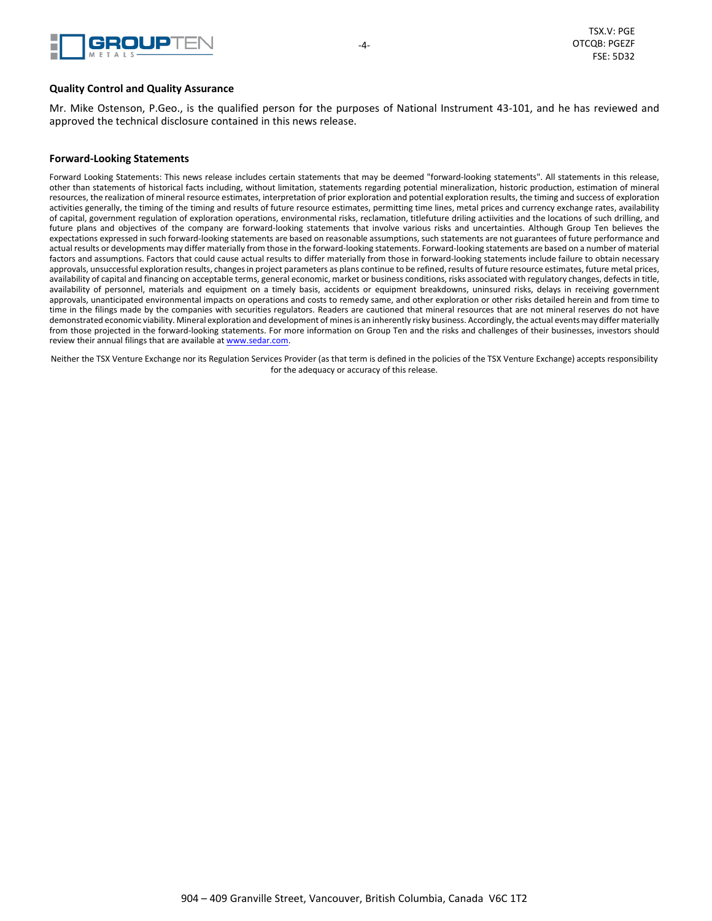## Quality Control and Quality Assurance

Mr. Mike Ostenson, P.Geo., is the qualified person for the purposes of National Instrument 43-101, and he has reviewed and approved the technical disclosure contained in this news release.

## Forward-Looking Statements

Forward Looking Statements: This news release includes certain statements that may be deemed "forward-looking statements". All statements in this release, other than statements of historical facts including, without limitation, statements regarding potential mineralization, historic production, estimation of mineral resources, the realization of mineral resource estimates, interpretation of prior exploration and potential exploration results, the timing and success of exploration activities generally, the timing of the timing and results of future resource estimates, permitting time lines, metal prices and currency exchange rates, availability of capital, government regulation of exploration operations, environmental risks, reclamation, titlefuture driling actiivities and the locations of such drilling, and future plans and objectives of the company are forward-looking statements that involve various risks and uncertainties. Although Group Ten believes the expectations expressed in such forward-looking statements are based on reasonable assumptions, such statements are not guarantees of future performance and actual results or developments may differ materially from those in the forward-looking statements. Forward-looking statements are based on a number of material factors and assumptions. Factors that could cause actual results to differ materially from those in forward-looking statements include failure to obtain necessary approvals, unsuccessful exploration results, changes in project parameters as plans continue to be refined, results of future resource estimates, future metal prices, availability of capital and financing on acceptable terms, general economic, market or business conditions, risks associated with regulatory changes, defects in title, availability of personnel, materials and equipment on a timely basis, accidents or equipment breakdowns, uninsured risks, delays in receiving government approvals, unanticipated environmental impacts on operations and costs to remedy same, and other exploration or other risks detailed herein and from time to time in the filings made by the companies with securities regulators. Readers are cautioned that mineral resources that are not mineral reserves do not have demonstrated economic viability. Mineral exploration and development of mines is an inherently risky business. Accordingly, the actual events may differ materially from those projected in the forward-looking statements. For more information on Group Ten and the risks and challenges of their businesses, investors should review their annual filings that are available at www.sedar.com.

Neither the TSX Venture Exchange nor its Regulation Services Provider (as that term is defined in the policies of the TSX Venture Exchange) accepts responsibility for the adequacy or accuracy of this release.